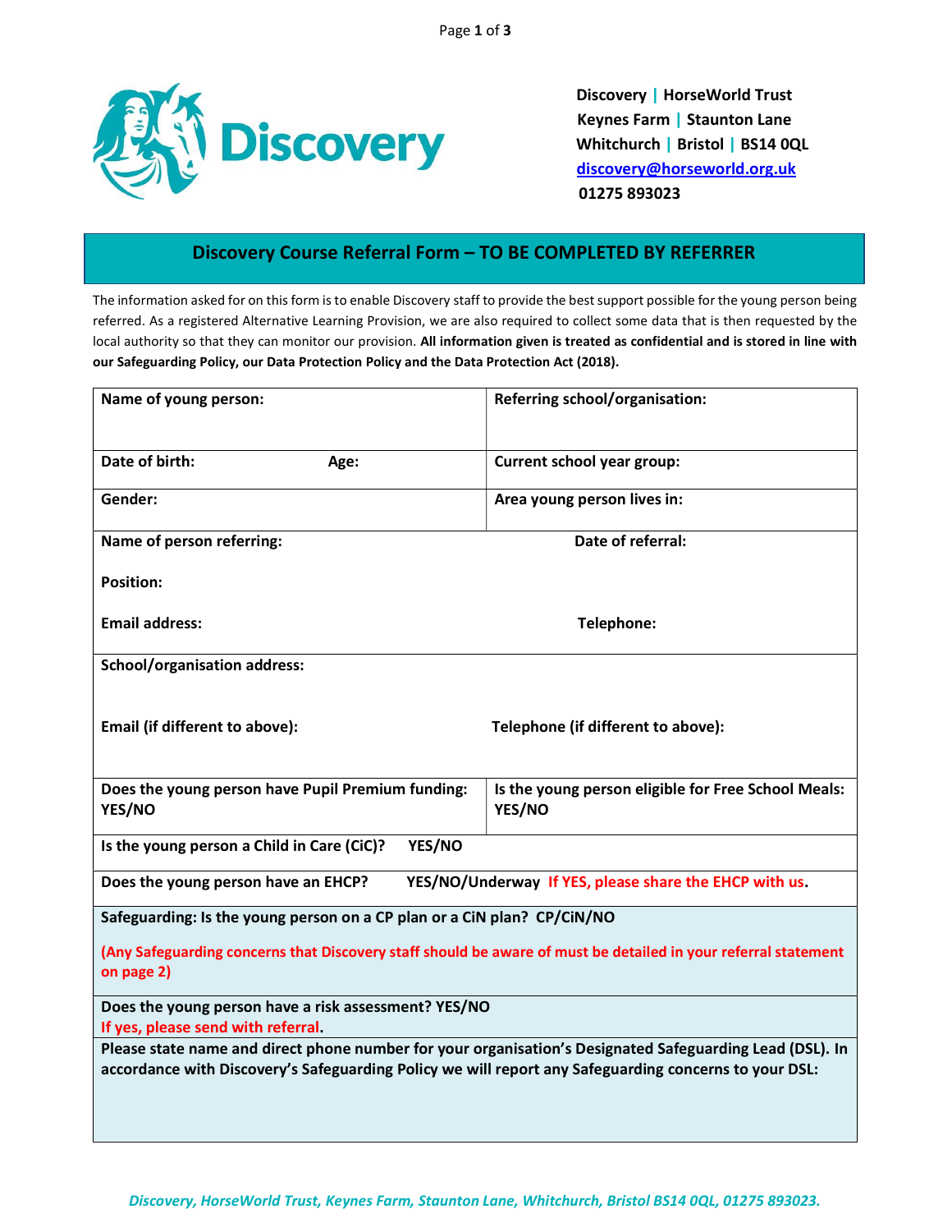**Discovery | HorseWorld Trust**
**Keynes Farm | Staunton Lane**
**Whitchurch | Bristol | BS14 0QL**
**discovery@horseworld.org.uk**
**01275 893023**

## Discovery Course Referral Form – TO BE COMPLETED BY REFERRER

The information asked for on this form is to enable Discovery staff to provide the best support possible for the young person being referred. As a registered Alternative Learning Provision, we are also required to collect some data that is then requested by the local authority so that they can monitor our provision. **All information given is treated as confidential and is stored in line with our Safeguarding Policy, our Data Protection Policy and the Data Protection Act (2018).**

| | |
|---|---|
| **Name of young person:** | **Referring school/organisation:** |
| **Date of birth:** **Age:** | **Current school year group:** |
| **Gender:** | **Area young person lives in:** |
| **Name of person referring:** <br><br> **Position:** <br><br> **Email address:** | **Date of referral:** <br><br><br><br> **Telephone:** |
| **School/organisation address:** <br><br> **Email (if different to above):** | <br><br> **Telephone (if different to above):** |
| **Does the young person have Pupil Premium funding: YES/NO** | **Is the young person eligible for Free School Meals: YES/NO** |
| **Is the young person a Child in Care (CiC)? YES/NO** | |
| **Does the young person have an EHCP? YES/NO/Underway** **If YES, please share the EHCP with us.** | |
| **Safeguarding: Is the young person on a CP plan or a CiN plan? CP/CiN/NO** <br><br> **(Any Safeguarding concerns that Discovery staff should be aware of must be detailed in your referral statement on page 2)** | |
| **Does the young person have a risk assessment? YES/NO** <br> **If yes, please send with referral.** | |
| **Please state name and direct phone number for your organisation's Designated Safeguarding Lead (DSL). In accordance with Discovery's Safeguarding Policy we will report any Safeguarding concerns to your DSL:** | |

*Discovery, HorseWorld Trust, Keynes Farm, Staunton Lane, Whitchurch, Bristol BS14 0QL, 01275 893023.*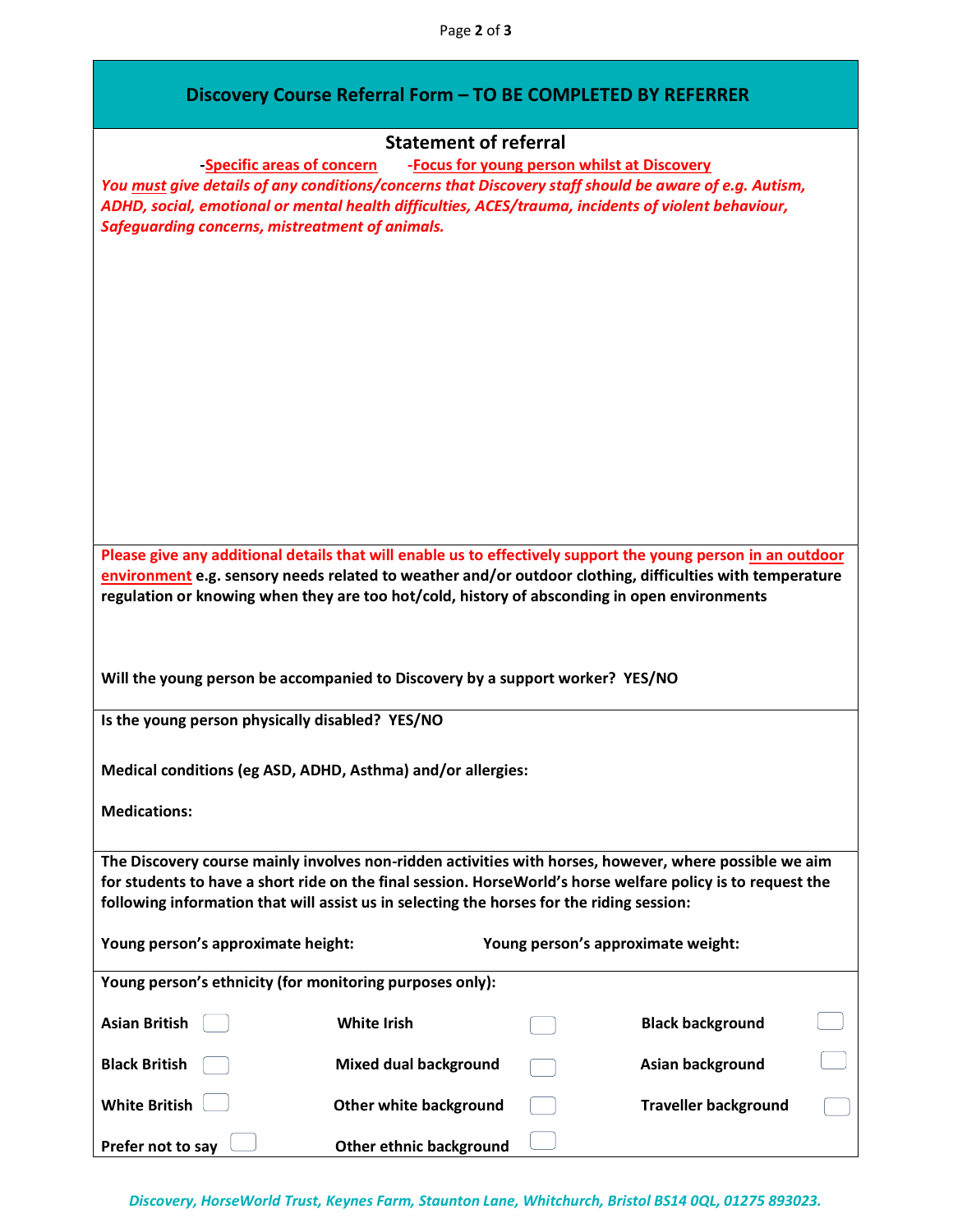# Discovery Course Referral Form – TO BE COMPLETED BY REFERRER

## Statement of referral

-**Specific areas of concern** -**Focus for young person whilst at Discovery**

***You must give details of any conditions/concerns that Discovery staff should be aware of e.g. Autism, ADHD, social, emotional or mental health difficulties, ACES/trauma, incidents of violent behaviour, Safeguarding concerns, mistreatment of animals.***

**Please give any additional details that will enable us to effectively support the young person in an outdoor environment e.g. sensory needs related to weather and/or outdoor clothing, difficulties with temperature regulation or knowing when they are too hot/cold, history of absconding in open environments**

**Will the young person be accompanied to Discovery by a support worker? YES/NO**

**Is the young person physically disabled? YES/NO**

**Medical conditions (eg ASD, ADHD, Asthma) and/or allergies:**

**Medications:**

**The Discovery course mainly involves non-ridden activities with horses, however, where possible we aim for students to have a short ride on the final session. HorseWorld's horse welfare policy is to request the following information that will assist us in selecting the horses for the riding session:**

**Young person's approximate height:** **Young person's approximate weight:**

**Young person's ethnicity (for monitoring purposes only):**

| | | | | | |
|---|---|---|---|---|---|
| **Asian British** | ☐ | **White Irish** | ☐ | **Black background** | ☐ |
| **Black British** | ☐ | **Mixed dual background** | ☐ | **Asian background** | ☐ |
| **White British** | ☐ | **Other white background** | ☐ | **Traveller background** | ☐ |
| **Prefer not to say** | ☐ | **Other ethnic background** | ☐ | | |

*Discovery, HorseWorld Trust, Keynes Farm, Staunton Lane, Whitchurch, Bristol BS14 0QL, 01275 893023.*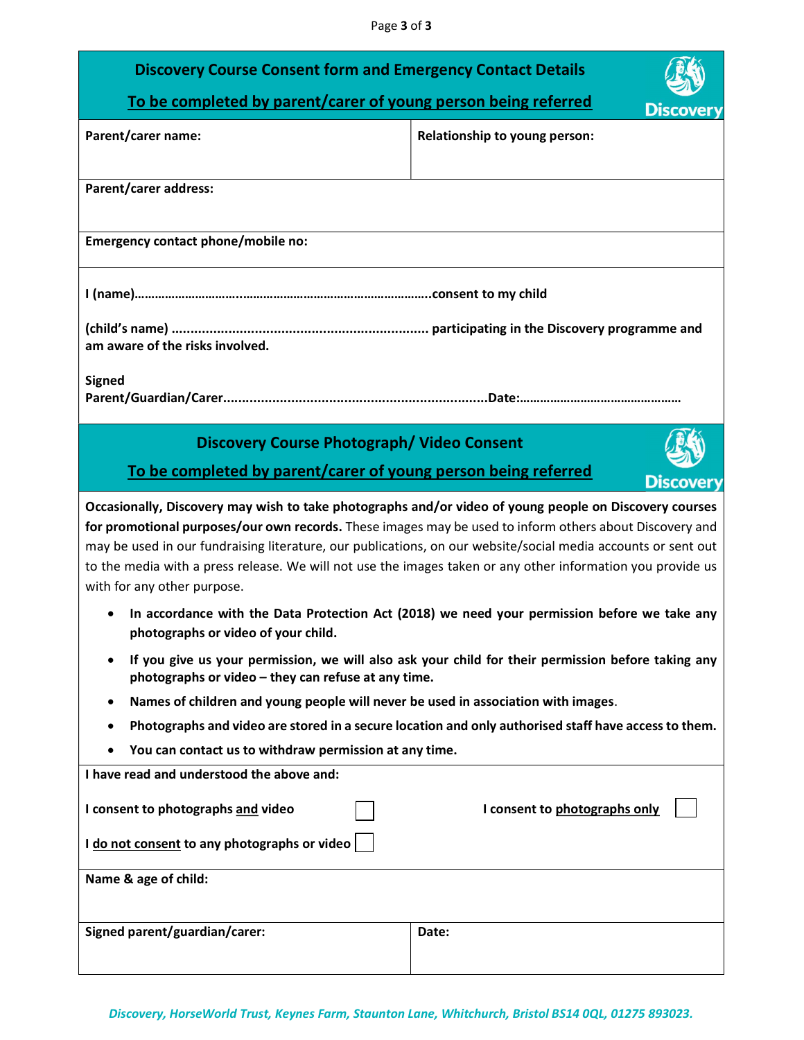## Discovery Course Consent form and Emergency Contact Details

**To be completed by parent/carer of young person being referred**

Discovery

| | |
|---|---|
| **Parent/carer name:** | **Relationship to young person:** |
| **Parent/carer address:** | |
| **Emergency contact phone/mobile no:** | |

**I (name)………………………….…………………………………………………..consent to my child**

**(child's name) ................................................................... participating in the Discovery programme and am aware of the risks involved.**

**Signed Parent/Guardian/Carer.....................................................................Date:………………………………………**

## Discovery Course Photograph/ Video Consent

**To be completed by parent/carer of young person being referred**

Discovery

**Occasionally, Discovery may wish to take photographs and/or video of young people on Discovery courses for promotional purposes/our own records.** These images may be used to inform others about Discovery and may be used in our fundraising literature, our publications, on our website/social media accounts or sent out to the media with a press release. We will not use the images taken or any other information you provide us with for any other purpose.

- **In accordance with the Data Protection Act (2018) we need your permission before we take any photographs or video of your child.**
- **If you give us your permission, we will also ask your child for their permission before taking any photographs or video – they can refuse at any time.**
- **Names of children and young people will never be used in association with images**.
- **Photographs and video are stored in a secure location and only authorised staff have access to them.**
- **You can contact us to withdraw permission at any time.**

**I have read and understood the above and:**

**I consent to photographs and video** ☐ **I consent to photographs only** ☐

**I do not consent to any photographs or video** ☐

| | |
|---|---|
| **Name & age of child:** | |
| **Signed parent/guardian/carer:** | **Date:** |

*Discovery, HorseWorld Trust, Keynes Farm, Staunton Lane, Whitchurch, Bristol BS14 0QL, 01275 893023.*